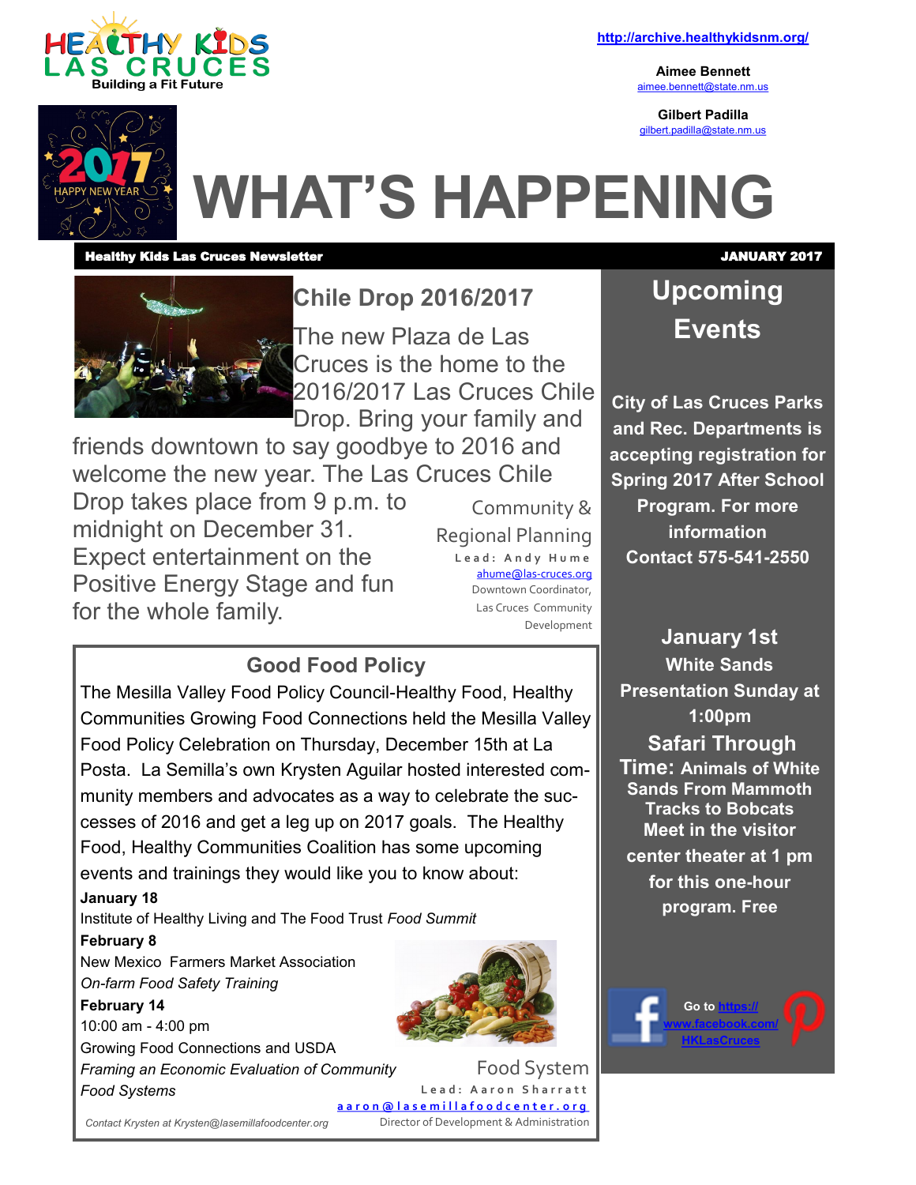HEALTHY KIDS LAS CRUCES
Building a Fit Future

http://archive.healthykidsnm.org/

**Aimee Bennett**
aimee.bennett@state.nm.us

**Gilbert Padilla**
gilbert.padilla@state.nm.us

# WHAT'S HAPPENING

**Healthy Kids Las Cruces Newsletter** — **JANUARY 2017**

## Chile Drop 2016/2017

The new Plaza de Las Cruces is the home to the 2016/2017 Las Cruces Chile Drop. Bring your family and friends downtown to say goodbye to 2016 and welcome the new year. The Las Cruces Chile Drop takes place from 9 p.m. to midnight on December 31. Expect entertainment on the Positive Energy Stage and fun for the whole family.

Community & Regional Planning
Lead: Andy Hume
ahume@las-cruces.org
Downtown Coordinator, Las Cruces Community Development

## Good Food Policy

The Mesilla Valley Food Policy Council-Healthy Food, Healthy Communities Growing Food Connections held the Mesilla Valley Food Policy Celebration on Thursday, December 15th at La Posta. La Semilla's own Krysten Aguilar hosted interested community members and advocates as a way to celebrate the successes of 2016 and get a leg up on 2017 goals. The Healthy Food, Healthy Communities Coalition has some upcoming events and trainings they would like you to know about:

**January 18**
Institute of Healthy Living and The Food Trust *Food Summit*

**February 8**
New Mexico Farmers Market Association
*On-farm Food Safety Training*

**February 14**
10:00 am - 4:00 pm
Growing Food Connections and USDA
*Framing an Economic Evaluation of Community Food Systems*

*Contact Krysten at Krysten@lasemillafoodcenter.org*

Food System
Lead: Aaron Sharratt
aaron@lasemillafoodcenter.org
Director of Development & Administration

## Upcoming Events

**City of Las Cruces Parks and Rec. Departments is accepting registration for Spring 2017 After School Program. For more information Contact 575-541-2550**

**January 1st**
**White Sands Presentation Sunday at 1:00pm**
**Safari Through Time: Animals of White Sands From Mammoth Tracks to Bobcats**
**Meet in the visitor center theater at 1 pm for this one-hour program. Free**

Go to https://www.facebook.com/HKLasCruces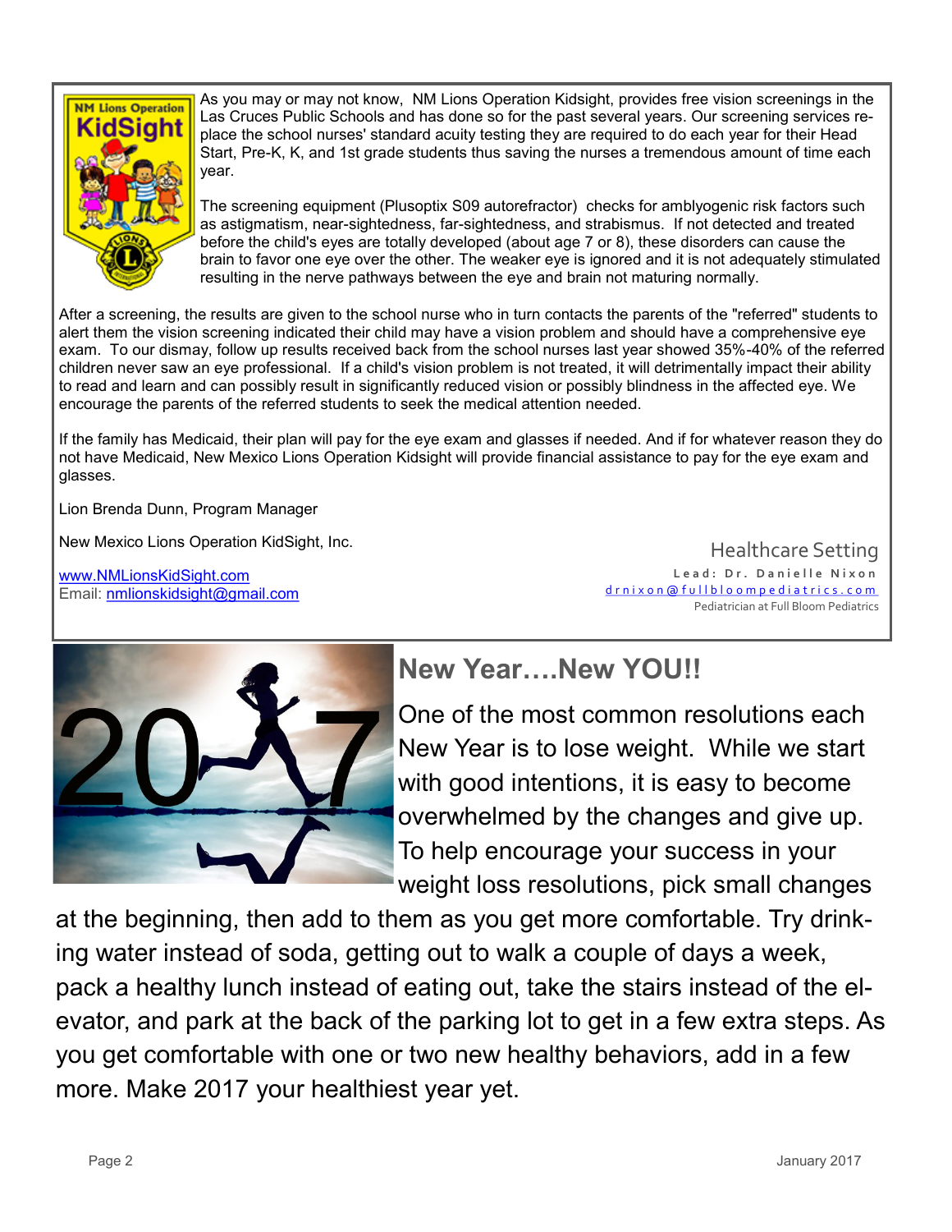As you may or may not know, NM Lions Operation Kidsight, provides free vision screenings in the Las Cruces Public Schools and has done so for the past several years. Our screening services replace the school nurses' standard acuity testing they are required to do each year for their Head Start, Pre-K, K, and 1st grade students thus saving the nurses a tremendous amount of time each year.

The screening equipment (Plusoptix S09 autorefractor) checks for amblyogenic risk factors such as astigmatism, near-sightedness, far-sightedness, and strabismus. If not detected and treated before the child's eyes are totally developed (about age 7 or 8), these disorders can cause the brain to favor one eye over the other. The weaker eye is ignored and it is not adequately stimulated resulting in the nerve pathways between the eye and brain not maturing normally.

After a screening, the results are given to the school nurse who in turn contacts the parents of the "referred" students to alert them the vision screening indicated their child may have a vision problem and should have a comprehensive eye exam. To our dismay, follow up results received back from the school nurses last year showed 35%-40% of the referred children never saw an eye professional. If a child's vision problem is not treated, it will detrimentally impact their ability to read and learn and can possibly result in significantly reduced vision or possibly blindness in the affected eye. We encourage the parents of the referred students to seek the medical attention needed.

If the family has Medicaid, their plan will pay for the eye exam and glasses if needed. And if for whatever reason they do not have Medicaid, New Mexico Lions Operation Kidsight will provide financial assistance to pay for the eye exam and glasses.

Lion Brenda Dunn, Program Manager

New Mexico Lions Operation KidSight, Inc.

www.NMLionsKidSight.com
Email: nmlionskidsight@gmail.com

Healthcare Setting

**Lead: Dr. Danielle Nixon**
drnixon@fullbloompediatrics.com
Pediatrician at Full Bloom Pediatrics

## New Year….New YOU!!

One of the most common resolutions each New Year is to lose weight. While we start with good intentions, it is easy to become overwhelmed by the changes and give up. To help encourage your success in your weight loss resolutions, pick small changes at the beginning, then add to them as you get more comfortable. Try drinking water instead of soda, getting out to walk a couple of days a week, pack a healthy lunch instead of eating out, take the stairs instead of the elevator, and park at the back of the parking lot to get in a few extra steps. As you get comfortable with one or two new healthy behaviors, add in a few more. Make 2017 your healthiest year yet.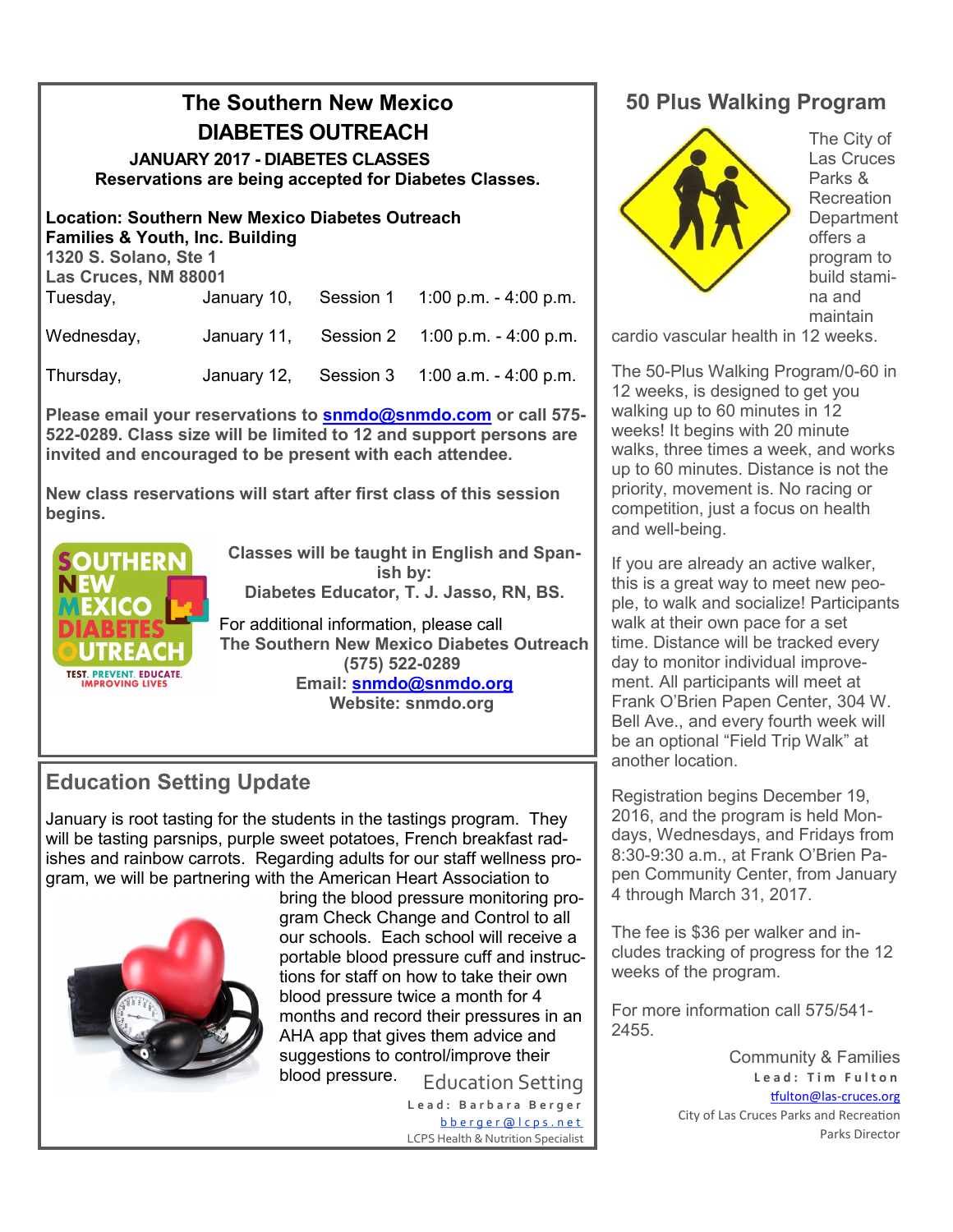## The Southern New Mexico DIABETES OUTREACH

**JANUARY 2017 - DIABETES CLASSES**
**Reservations are being accepted for Diabetes Classes.**

**Location: Southern New Mexico Diabetes Outreach**
**Families & Youth, Inc. Building**
**1320 S. Solano, Ste 1**
**Las Cruces, NM 88001**

| | | | |
|---|---|---|---|
| Tuesday, | January 10, | Session 1 | 1:00 p.m. - 4:00 p.m. |
| Wednesday, | January 11, | Session 2 | 1:00 p.m. - 4:00 p.m. |
| Thursday, | January 12, | Session 3 | 1:00 a.m. - 4:00 p.m. |

**Please email your reservations to snmdo@snmdo.com or call 575-522-0289. Class size will be limited to 12 and support persons are invited and encouraged to be present with each attendee.**

**New class reservations will start after first class of this session begins.**

SOUTHERN NEW MEXICO DIABETES OUTREACH
TEST. PREVENT. EDUCATE. IMPROVING LIVES

**Classes will be taught in English and Spanish by:**
**Diabetes Educator, T. J. Jasso, RN, BS.**

For additional information, please call
**The Southern New Mexico Diabetes Outreach**
**(575) 522-0289**
**Email: snmdo@snmdo.org**
**Website: snmdo.org**

## Education Setting Update

January is root tasting for the students in the tastings program. They will be tasting parsnips, purple sweet potatoes, French breakfast radishes and rainbow carrots. Regarding adults for our staff wellness program, we will be partnering with the American Heart Association to bring the blood pressure monitoring program Check Change and Control to all our schools. Each school will receive a portable blood pressure cuff and instructions for staff on how to take their own blood pressure twice a month for 4 months and record their pressures in an AHA app that gives them advice and suggestions to control/improve their blood pressure.

Education Setting
Lead: Barbara Berger
bberger@lcps.net
LCPS Health & Nutrition Specialist

## 50 Plus Walking Program

The City of Las Cruces Parks & Recreation Department offers a program to build stamina and maintain cardio vascular health in 12 weeks.

The 50-Plus Walking Program/0-60 in 12 weeks, is designed to get you walking up to 60 minutes in 12 weeks! It begins with 20 minute walks, three times a week, and works up to 60 minutes. Distance is not the priority, movement is. No racing or competition, just a focus on health and well-being.

If you are already an active walker, this is a great way to meet new people, to walk and socialize! Participants walk at their own pace for a set time. Distance will be tracked every day to monitor individual improvement. All participants will meet at Frank O'Brien Papen Center, 304 W. Bell Ave., and every fourth week will be an optional "Field Trip Walk" at another location.

Registration begins December 19, 2016, and the program is held Mondays, Wednesdays, and Fridays from 8:30-9:30 a.m., at Frank O'Brien Papen Community Center, from January 4 through March 31, 2017.

The fee is $36 per walker and includes tracking of progress for the 12 weeks of the program.

For more information call 575/541-2455.

Community & Families
Lead: Tim Fulton
tfulton@las-cruces.org
City of Las Cruces Parks and Recreation
Parks Director